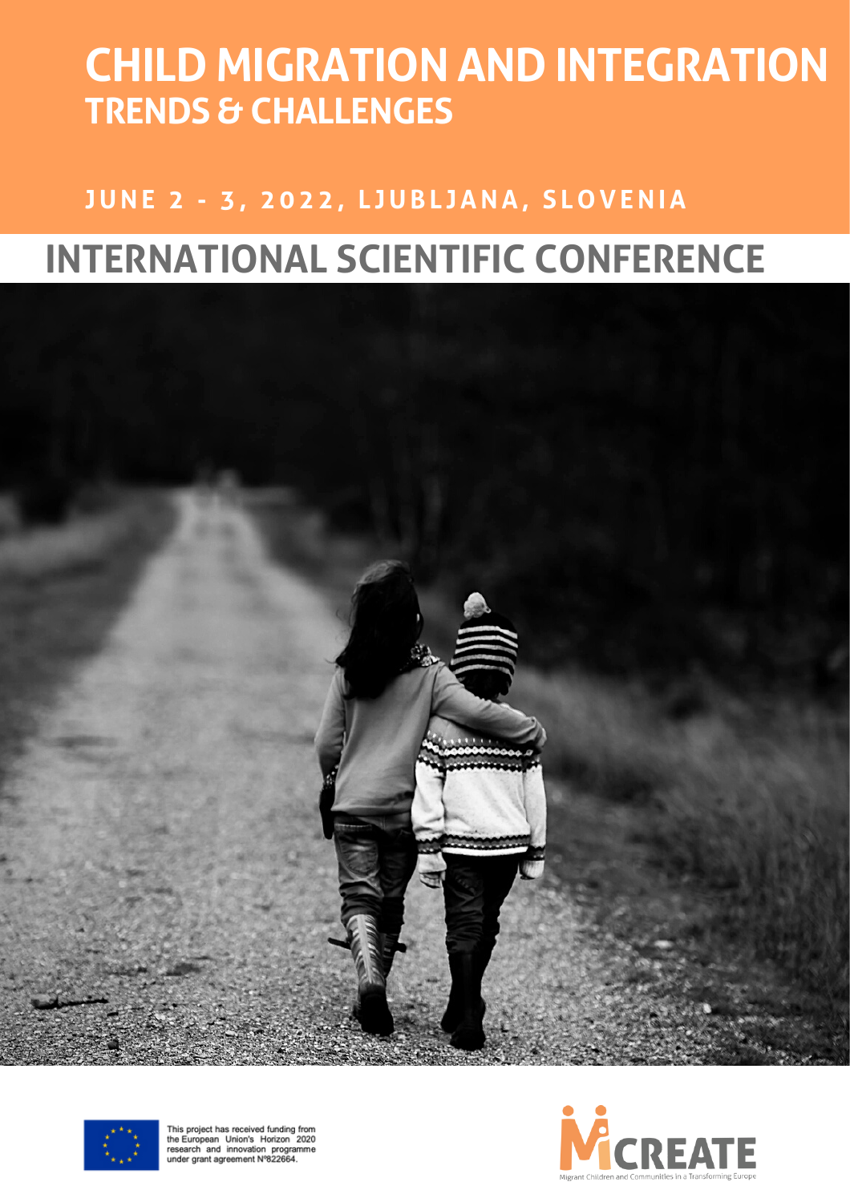# CHILD MIGRATION AND INTEGRATION
## TRENDS & CHALLENGES

**JUNE 2 - 3, 2022, LJUBLJANA, SLOVENIA**

# INTERNATIONAL SCIENTIFIC CONFERENCE

This project has received funding from the European Union's Horizon 2020 research and innovation programme under grant agreement Nº822664.

MiCREATE

Migrant Children and Communities in a Transforming Europe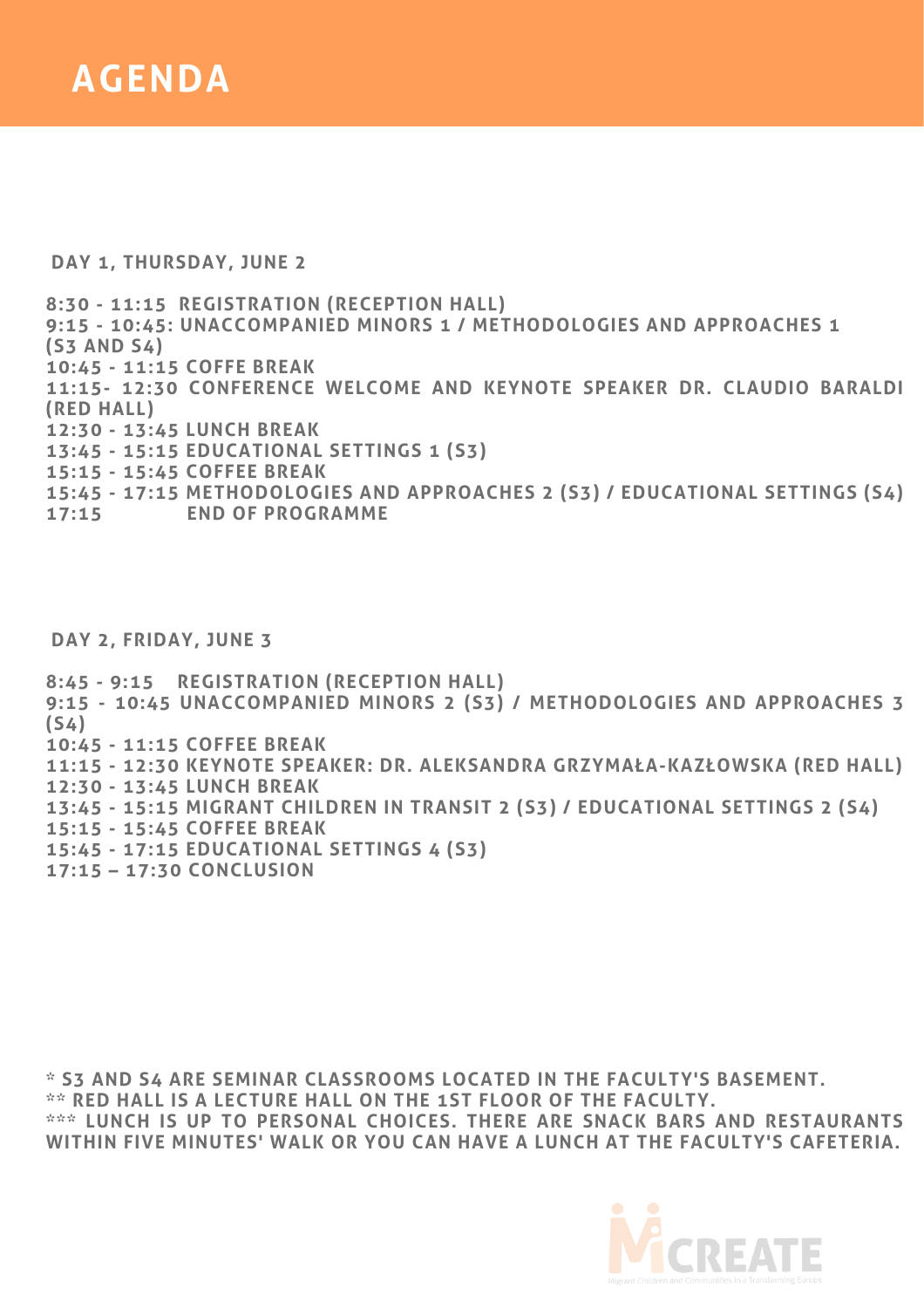# AGENDA

**DAY 1, THURSDAY, JUNE 2**

**8:30 - 11:15 REGISTRATION (RECEPTION HALL)**
**9:15 - 10:45: UNACCOMPANIED MINORS 1 / METHODOLOGIES AND APPROACHES 1 (S3 AND S4)**
**10:45 - 11:15 COFFE BREAK**
**11:15- 12:30 CONFERENCE WELCOME AND KEYNOTE SPEAKER DR. CLAUDIO BARALDI (RED HALL)**
**12:30 - 13:45 LUNCH BREAK**
**13:45 - 15:15 EDUCATIONAL SETTINGS 1 (S3)**
**15:15 - 15:45 COFFEE BREAK**
**15:45 - 17:15 METHODOLOGIES AND APPROACHES 2 (S3) / EDUCATIONAL SETTINGS (S4)**
**17:15 END OF PROGRAMME**

**DAY 2, FRIDAY, JUNE 3**

**8:45 - 9:15 REGISTRATION (RECEPTION HALL)**
**9:15 - 10:45 UNACCOMPANIED MINORS 2 (S3) / METHODOLOGIES AND APPROACHES 3 (S4)**
**10:45 - 11:15 COFFEE BREAK**
**11:15 - 12:30 KEYNOTE SPEAKER: DR. ALEKSANDRA GRZYMAŁA-KAZŁOWSKA (RED HALL)**
**12:30 - 13:45 LUNCH BREAK**
**13:45 - 15:15 MIGRANT CHILDREN IN TRANSIT 2 (S3) / EDUCATIONAL SETTINGS 2 (S4)**
**15:15 - 15:45 COFFEE BREAK**
**15:45 - 17:15 EDUCATIONAL SETTINGS 4 (S3)**
**17:15 – 17:30 CONCLUSION**

**\* S3 AND S4 ARE SEMINAR CLASSROOMS LOCATED IN THE FACULTY'S BASEMENT.**
**\*\* RED HALL IS A LECTURE HALL ON THE 1ST FLOOR OF THE FACULTY.**
**\*\*\* LUNCH IS UP TO PERSONAL CHOICES. THERE ARE SNACK BARS AND RESTAURANTS WITHIN FIVE MINUTES' WALK OR YOU CAN HAVE A LUNCH AT THE FACULTY'S CAFETERIA.**

MiCREATE
Migrant Children and Communities in a Transforming Europe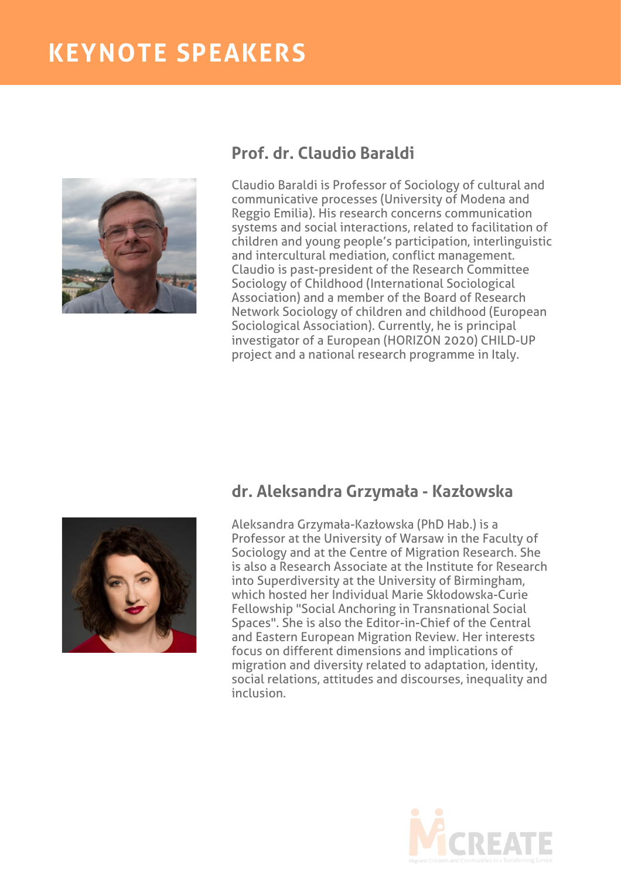# KEYNOTE SPEAKERS

## Prof. dr. Claudio Baraldi

Claudio Baraldi is Professor of Sociology of cultural and communicative processes (University of Modena and Reggio Emilia). His research concerns communication systems and social interactions, related to facilitation of children and young people's participation, interlinguistic and intercultural mediation, conflict management. Claudio is past-president of the Research Committee Sociology of Childhood (International Sociological Association) and a member of the Board of Research Network Sociology of children and childhood (European Sociological Association). Currently, he is principal investigator of a European (HORIZON 2020) CHILD-UP project and a national research programme in Italy.

## dr. Aleksandra Grzymała - Kazłowska

Aleksandra Grzymała-Kazłowska (PhD Hab.) is a Professor at the University of Warsaw in the Faculty of Sociology and at the Centre of Migration Research. She is also a Research Associate at the Institute for Research into Superdiversity at the University of Birmingham, which hosted her Individual Marie Skłodowska-Curie Fellowship "Social Anchoring in Transnational Social Spaces". She is also the Editor-in-Chief of the Central and Eastern European Migration Review. Her interests focus on different dimensions and implications of migration and diversity related to adaptation, identity, social relations, attitudes and discourses, inequality and inclusion.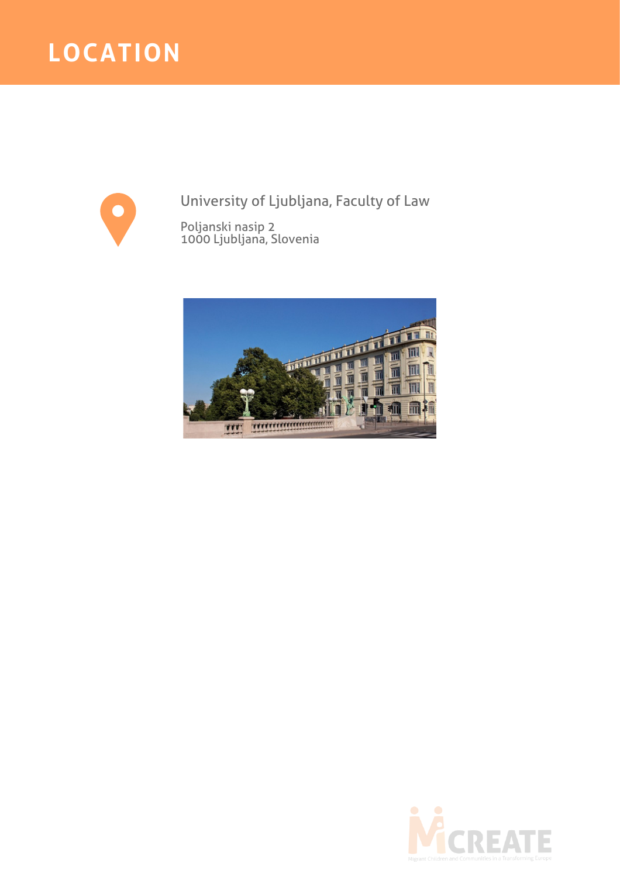# LOCATION

University of Ljubljana, Faculty of Law

Poljanski nasip 2
1000 Ljubljana, Slovenia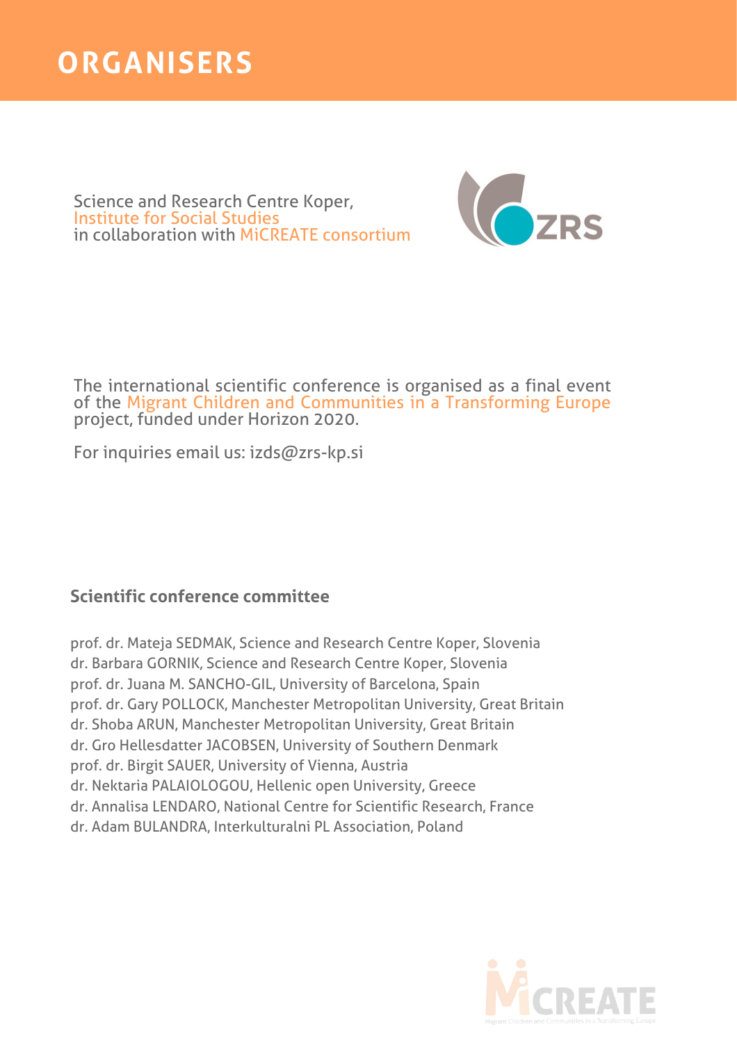# ORGANISERS

Science and Research Centre Koper,
Institute for Social Studies
in collaboration with MiCREATE consortium

The international scientific conference is organised as a final event of the Migrant Children and Communities in a Transforming Europe project, funded under Horizon 2020.

For inquiries email us: izds@zrs-kp.si

## Scientific conference committee

prof. dr. Mateja SEDMAK, Science and Research Centre Koper, Slovenia
dr. Barbara GORNIK, Science and Research Centre Koper, Slovenia
prof. dr. Juana M. SANCHO-GIL, University of Barcelona, Spain
prof. dr. Gary POLLOCK, Manchester Metropolitan University, Great Britain
dr. Shoba ARUN, Manchester Metropolitan University, Great Britain
dr. Gro Hellesdatter JACOBSEN, University of Southern Denmark
prof. dr. Birgit SAUER, University of Vienna, Austria
dr. Nektaria PALAIOLOGOU, Hellenic open University, Greece
dr. Annalisa LENDARO, National Centre for Scientific Research, France
dr. Adam BULANDRA, Interkulturalni PL Association, Poland